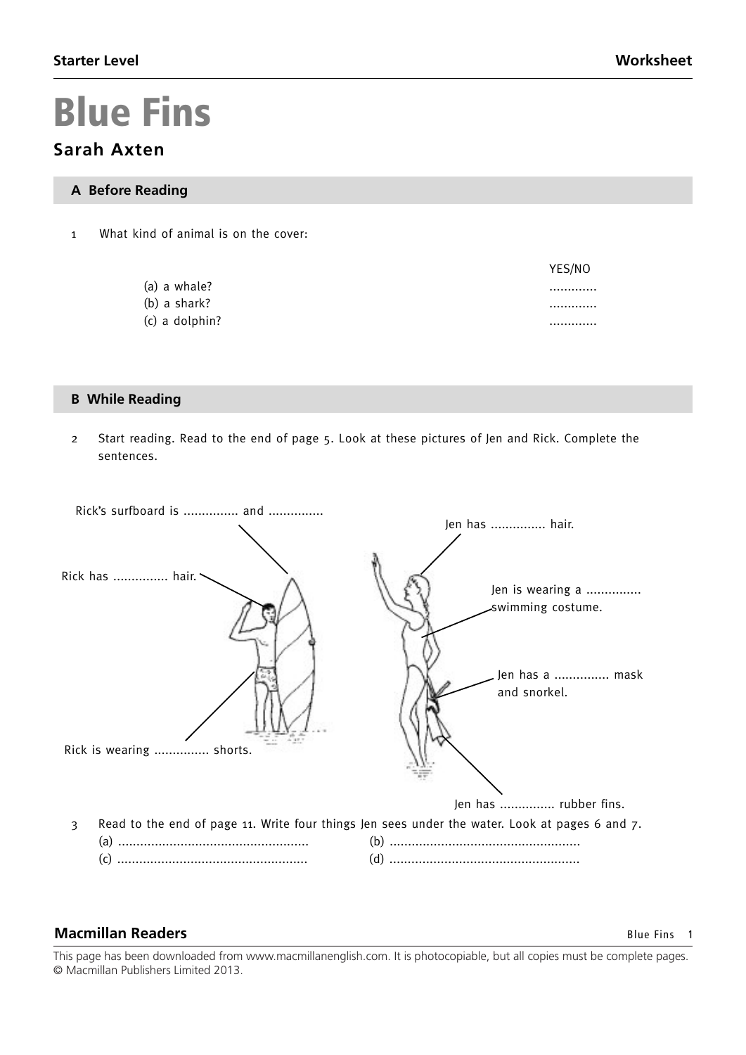**Starter Level** **Worksheet**

# Blue Fins

## Sarah Axten

### A Before Reading

1 What kind of animal is on the cover:

| | YES/NO |
|---|---|
| (a) a whale? | ............ |
| (b) a shark? | ............ |
| (c) a dolphin? | ............ |

### B While Reading

2 Start reading. Read to the end of page 5. Look at these pictures of Jen and Rick. Complete the sentences.

Rick's surfboard is ............... and ...............

Rick has ............... hair.

Rick is wearing ............... shorts.

Jen has ............... hair.

Jen is wearing a ............... swimming costume.

Jen has a ............... mask and snorkel.

Jen has ............... rubber fins.

3 Read to the end of page 11. Write four things Jen sees under the water. Look at pages 6 and 7.

(a) ....................................................
(b) ....................................................
(c) ....................................................
(d) ....................................................

This page has been downloaded from www.macmillanenglish.com. It is photocopiable, but all copies must be complete pages.
© Macmillan Publishers Limited 2013.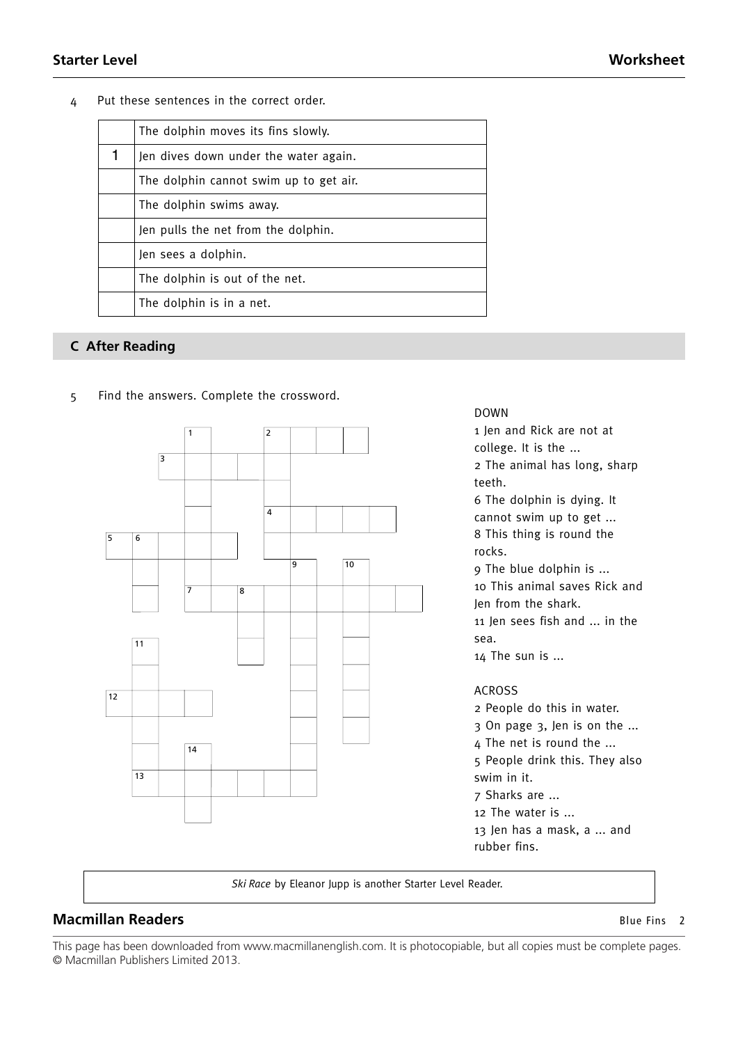4 Put these sentences in the correct order.

| | |
|---|---|
| | The dolphin moves its fins slowly. |
| 1 | Jen dives down under the water again. |
| | The dolphin cannot swim up to get air. |
| | The dolphin swims away. |
| | Jen pulls the net from the dolphin. |
| | Jen sees a dolphin. |
| | The dolphin is out of the net. |
| | The dolphin is in a net. |

## C After Reading

5 Find the answers. Complete the crossword.

DOWN

1 Jen and Rick are not at college. It is the ...
2 The animal has long, sharp teeth.
6 The dolphin is dying. It cannot swim up to get ...
8 This thing is round the rocks.
9 The blue dolphin is ...
10 This animal saves Rick and Jen from the shark.
11 Jen sees fish and ... in the sea.
14 The sun is ...

ACROSS

2 People do this in water.
3 On page 3, Jen is on the ...
4 The net is round the ...
5 People drink this. They also swim in it.
7 Sharks are ...
12 The water is ...
13 Jen has a mask, a ... and rubber fins.

*Ski Race* by Eleanor Jupp is another Starter Level Reader.

This page has been downloaded from www.macmillanenglish.com. It is photocopiable, but all copies must be complete pages. © Macmillan Publishers Limited 2013.